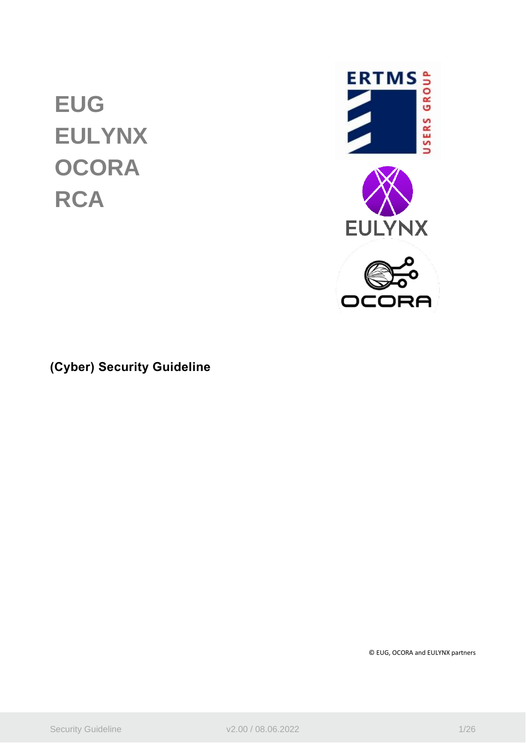# EUG
# EULYNX
# OCORA
# RCA

**(Cyber) Security Guideline**

© EUG, OCORA and EULYNX partners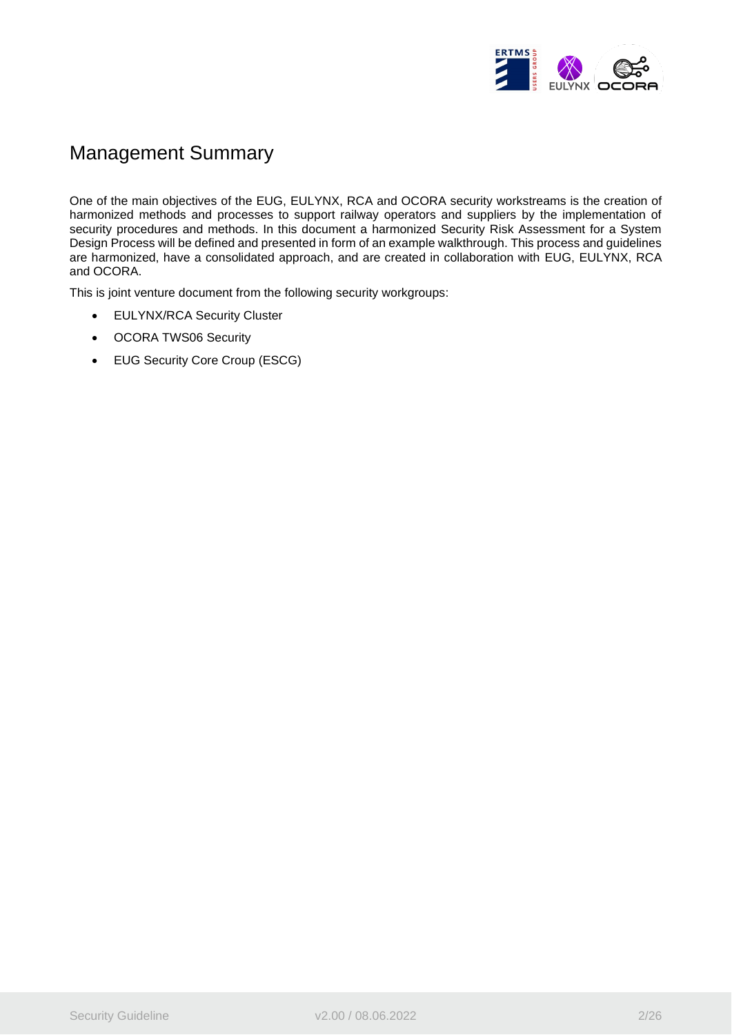# Management Summary

One of the main objectives of the EUG, EULYNX, RCA and OCORA security workstreams is the creation of harmonized methods and processes to support railway operators and suppliers by the implementation of security procedures and methods. In this document a harmonized Security Risk Assessment for a System Design Process will be defined and presented in form of an example walkthrough. This process and guidelines are harmonized, have a consolidated approach, and are created in collaboration with EUG, EULYNX, RCA and OCORA.

This is joint venture document from the following security workgroups:

- EULYNX/RCA Security Cluster
- OCORA TWS06 Security
- EUG Security Core Croup (ESCG)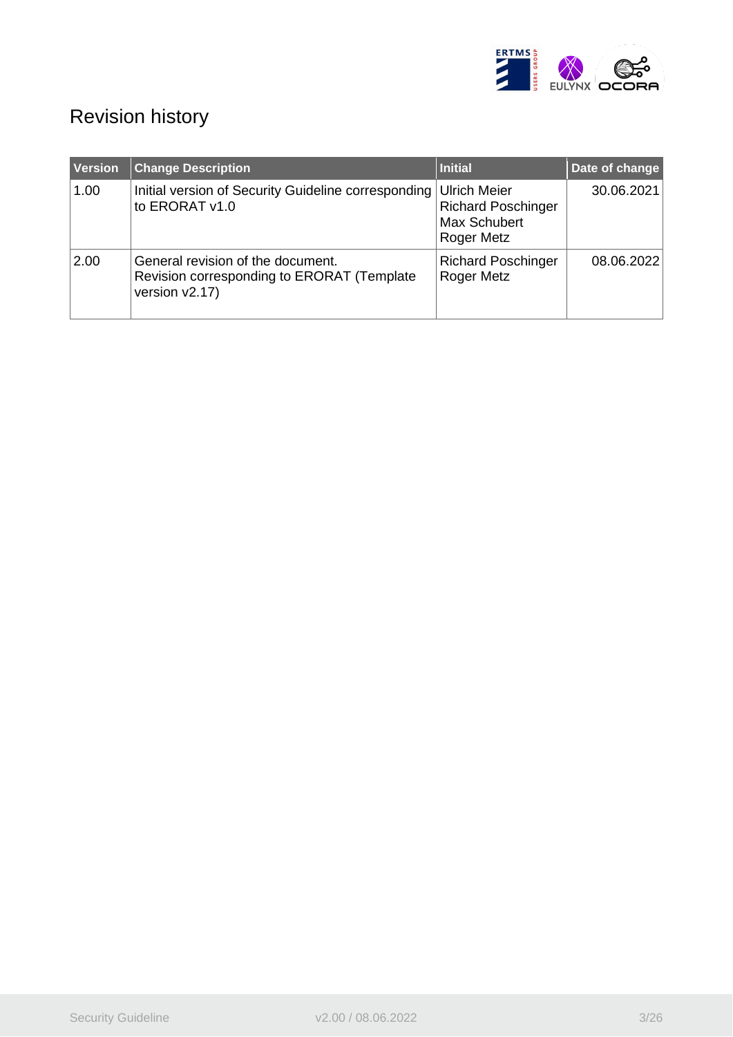# Revision history

| Version | Change Description | Initial | Date of change |
|---|---|---|---|
| 1.00 | Initial version of Security Guideline corresponding to ERORAT v1.0 | Ulrich Meier<br>Richard Poschinger<br>Max Schubert<br>Roger Metz | 30.06.2021 |
| 2.00 | General revision of the document.<br>Revision corresponding to ERORAT (Template version v2.17) | Richard Poschinger<br>Roger Metz | 08.06.2022 |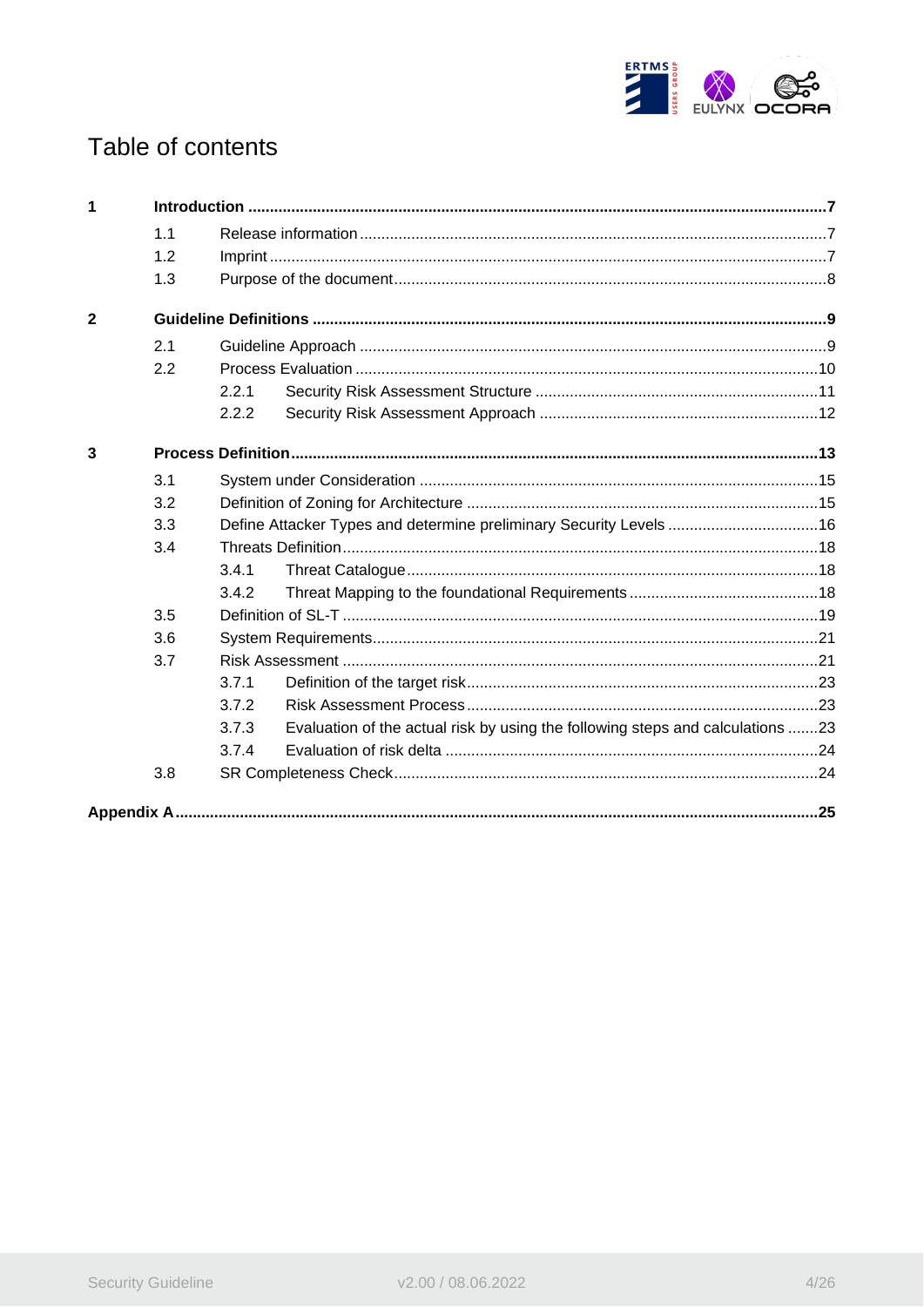# Table of contents

| | | | |
|---|---|---|---|
| **1** | **Introduction** | | **7** |
| | 1.1 | Release information | 7 |
| | 1.2 | Imprint | 7 |
| | 1.3 | Purpose of the document | 8 |
| **2** | **Guideline Definitions** | | **9** |
| | 2.1 | Guideline Approach | 9 |
| | 2.2 | Process Evaluation | 10 |
| | | 2.2.1 Security Risk Assessment Structure | 11 |
| | | 2.2.2 Security Risk Assessment Approach | 12 |
| **3** | **Process Definition** | | **13** |
| | 3.1 | System under Consideration | 15 |
| | 3.2 | Definition of Zoning for Architecture | 15 |
| | 3.3 | Define Attacker Types and determine preliminary Security Levels | 16 |
| | 3.4 | Threats Definition | 18 |
| | | 3.4.1 Threat Catalogue | 18 |
| | | 3.4.2 Threat Mapping to the foundational Requirements | 18 |
| | 3.5 | Definition of SL-T | 19 |
| | 3.6 | System Requirements | 21 |
| | 3.7 | Risk Assessment | 21 |
| | | 3.7.1 Definition of the target risk | 23 |
| | | 3.7.2 Risk Assessment Process | 23 |
| | | 3.7.3 Evaluation of the actual risk by using the following steps and calculations | 23 |
| | | 3.7.4 Evaluation of risk delta | 24 |
| | 3.8 | SR Completeness Check | 24 |
| **Appendix A** | | | **25** |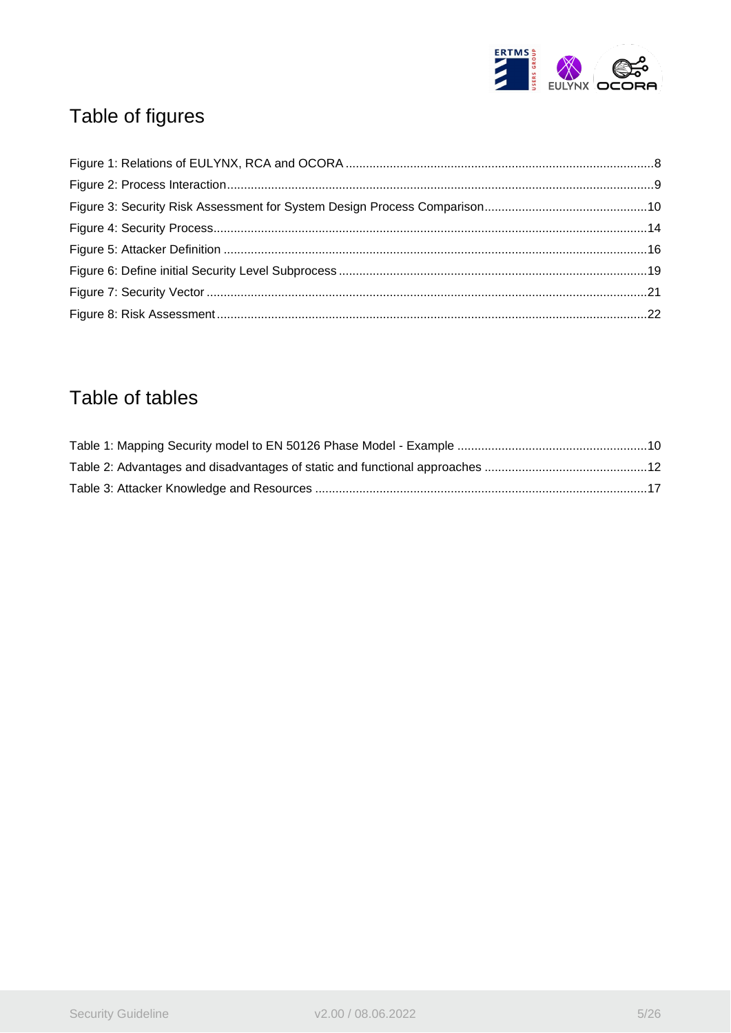# Table of figures

Figure 1: Relations of EULYNX, RCA and OCORA ....................................................................................8
Figure 2: Process Interaction......................................................................................................................9
Figure 3: Security Risk Assessment for System Design Process Comparison..........................................10
Figure 4: Security Process........................................................................................................................14
Figure 5: Attacker Definition .....................................................................................................................16
Figure 6: Define initial Security Level Subprocess ....................................................................................19
Figure 7: Security Vector ..........................................................................................................................21
Figure 8: Risk Assessment.......................................................................................................................22

# Table of tables

Table 1: Mapping Security model to EN 50126 Phase Model - Example ..................................................10
Table 2: Advantages and disadvantages of static and functional approaches ..........................................12
Table 3: Attacker Knowledge and Resources ...........................................................................................17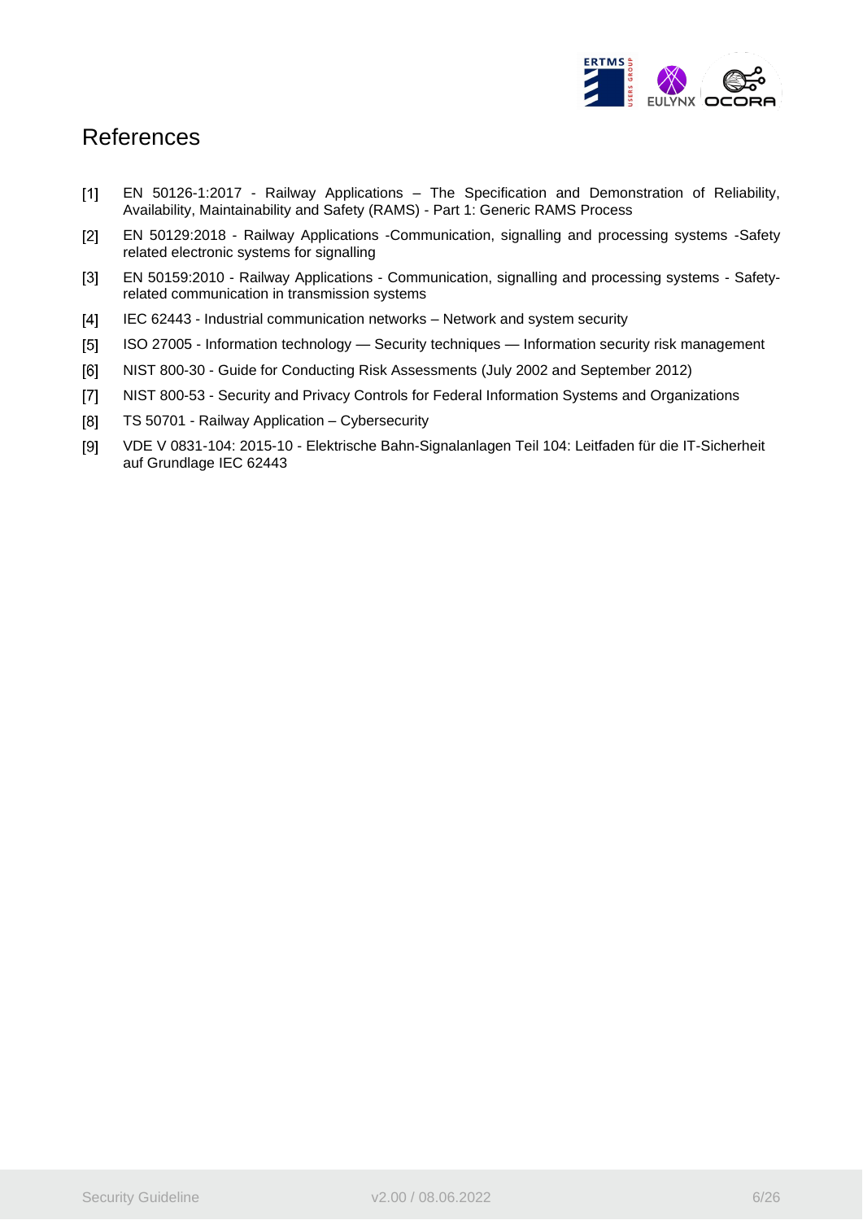# References

[1] EN 50126-1:2017 - Railway Applications – The Specification and Demonstration of Reliability, Availability, Maintainability and Safety (RAMS) - Part 1: Generic RAMS Process

[2] EN 50129:2018 - Railway Applications -Communication, signalling and processing systems -Safety related electronic systems for signalling

[3] EN 50159:2010 - Railway Applications - Communication, signalling and processing systems - Safety-related communication in transmission systems

[4] IEC 62443 - Industrial communication networks – Network and system security

[5] ISO 27005 - Information technology — Security techniques — Information security risk management

[6] NIST 800-30 - Guide for Conducting Risk Assessments (July 2002 and September 2012)

[7] NIST 800-53 - Security and Privacy Controls for Federal Information Systems and Organizations

[8] TS 50701 - Railway Application – Cybersecurity

[9] VDE V 0831-104: 2015-10 - Elektrische Bahn-Signalanlagen Teil 104: Leitfaden für die IT-Sicherheit auf Grundlage IEC 62443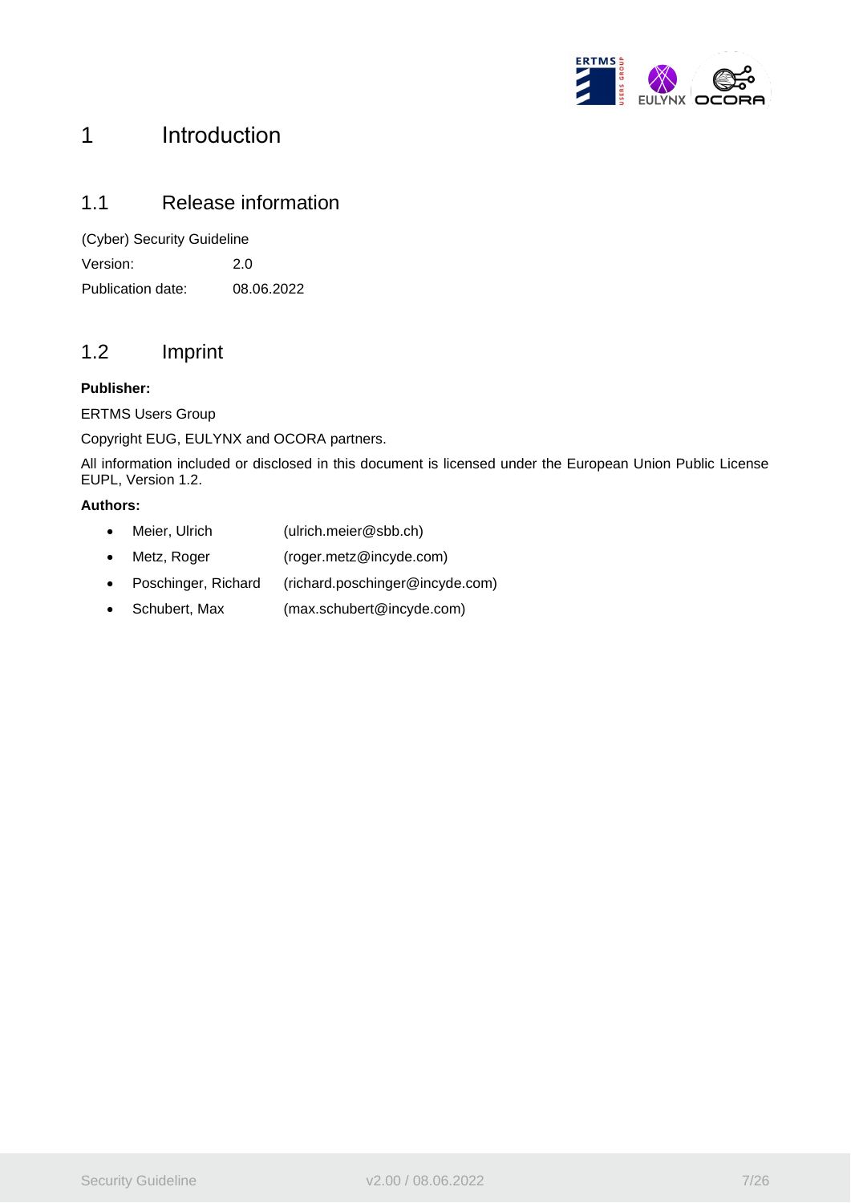# 1 Introduction

## 1.1 Release information

(Cyber) Security Guideline

Version: 2.0

Publication date: 08.06.2022

## 1.2 Imprint

**Publisher:**

ERTMS Users Group

Copyright EUG, EULYNX and OCORA partners.

All information included or disclosed in this document is licensed under the European Union Public License EUPL, Version 1.2.

**Authors:**

- Meier, Ulrich (ulrich.meier@sbb.ch)
- Metz, Roger (roger.metz@incyde.com)
- Poschinger, Richard (richard.poschinger@incyde.com)
- Schubert, Max (max.schubert@incyde.com)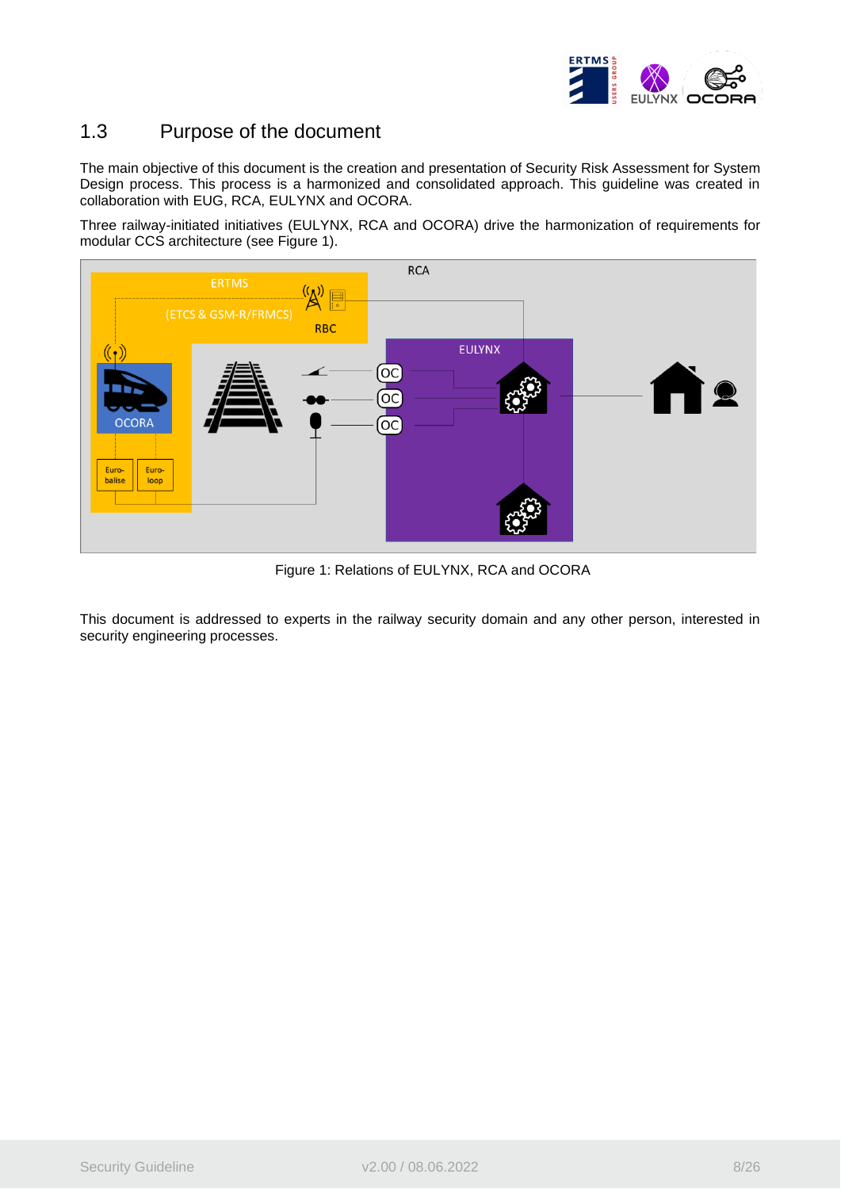## 1.3 Purpose of the document

The main objective of this document is the creation and presentation of Security Risk Assessment for System Design process. This process is a harmonized and consolidated approach. This guideline was created in collaboration with EUG, RCA, EULYNX and OCORA.

Three railway-initiated initiatives (EULYNX, RCA and OCORA) drive the harmonization of requirements for modular CCS architecture (see Figure 1).

Figure 1: Relations of EULYNX, RCA and OCORA

This document is addressed to experts in the railway security domain and any other person, interested in security engineering processes.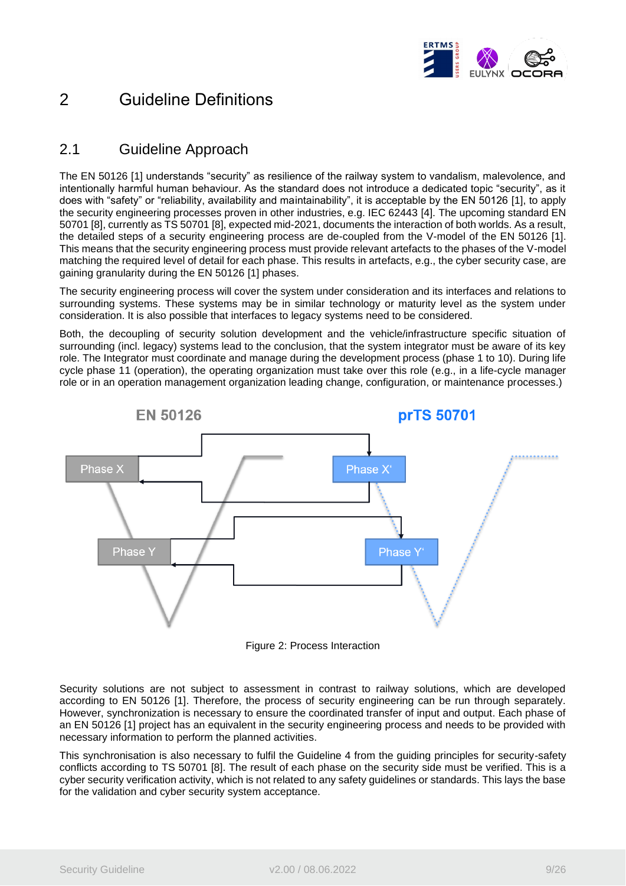# 2 Guideline Definitions

## 2.1 Guideline Approach

The EN 50126 [1] understands "security" as resilience of the railway system to vandalism, malevolence, and intentionally harmful human behaviour. As the standard does not introduce a dedicated topic "security", as it does with "safety" or "reliability, availability and maintainability", it is acceptable by the EN 50126 [1], to apply the security engineering processes proven in other industries, e.g. IEC 62443 [4]. The upcoming standard EN 50701 [8], currently as TS 50701 [8], expected mid-2021, documents the interaction of both worlds. As a result, the detailed steps of a security engineering process are de-coupled from the V-model of the EN 50126 [1]. This means that the security engineering process must provide relevant artefacts to the phases of the V-model matching the required level of detail for each phase. This results in artefacts, e.g., the cyber security case, are gaining granularity during the EN 50126 [1] phases.

The security engineering process will cover the system under consideration and its interfaces and relations to surrounding systems. These systems may be in similar technology or maturity level as the system under consideration. It is also possible that interfaces to legacy systems need to be considered.

Both, the decoupling of security solution development and the vehicle/infrastructure specific situation of surrounding (incl. legacy) systems lead to the conclusion, that the system integrator must be aware of its key role. The Integrator must coordinate and manage during the development process (phase 1 to 10). During life cycle phase 11 (operation), the operating organization must take over this role (e.g., in a life-cycle manager role or in an operation management organization leading change, configuration, or maintenance processes.)

EN 50126 | prTS 50701

Phase X | Phase X'

Phase Y | Phase Y'

Figure 2: Process Interaction

Security solutions are not subject to assessment in contrast to railway solutions, which are developed according to EN 50126 [1]. Therefore, the process of security engineering can be run through separately. However, synchronization is necessary to ensure the coordinated transfer of input and output. Each phase of an EN 50126 [1] project has an equivalent in the security engineering process and needs to be provided with necessary information to perform the planned activities.

This synchronisation is also necessary to fulfil the Guideline 4 from the guiding principles for security-safety conflicts according to TS 50701 [8]. The result of each phase on the security side must be verified. This is a cyber security verification activity, which is not related to any safety guidelines or standards. This lays the base for the validation and cyber security system acceptance.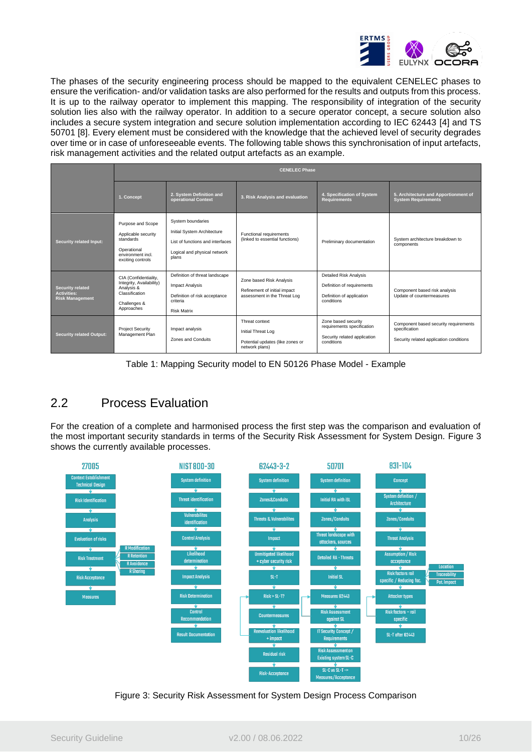The phases of the security engineering process should be mapped to the equivalent CENELEC phases to ensure the verification- and/or validation tasks are also performed for the results and outputs from this process. It is up to the railway operator to implement this mapping. The responsibility of integration of the security solution lies also with the railway operator. In addition to a secure operator concept, a secure solution also includes a secure system integration and secure solution implementation according to IEC 62443 [4] and TS 50701 [8]. Every element must be considered with the knowledge that the achieved level of security degrades over time or in case of unforeseeable events. The following table shows this synchronisation of input artefacts, risk management activities and the related output artefacts as an example.

| | CENELEC Phase | | | | |
|---|---|---|---|---|---|
| | 1. Concept | 2. System Definition and operational Context | 3. Risk Analysis and evaluation | 4. Specification of System Requirements | 5. Architecture and Apportionment of System Requirements |
| **Security related Input:** | Purpose and Scope<br>Applicable security standards<br>Operational environment incl. exciting controls | System boundaries<br>Initial System Architecture<br>List of functions and interfaces<br>Logical and physical network plans | Functional requirements (linked to essential functions) | Preliminary documentation | System architecture breakdown to components |
| **Security related Activities: Risk Management** | CIA (Confidentiality, Integrity, Availability) Analysis & Classification<br>Challenges & Approaches | Definition of threat landscape<br>Impact Analysis<br>Definition of risk acceptance criteria<br>Risk Matrix | Zone based Risk Analysis<br>Refinement of initial impact assessment in the Threat Log | Detailed Risk Analysis<br>Definition of requirements<br>Definition of application conditions | Component based risk analysis<br>Update of countermeasures |
| **Security related Output:** | Project Security Management Plan | Impact analysis<br>Zones and Conduits | Threat context<br>Initial Threat Log<br>Potential updates (like zones or network plans) | Zone based security requirements specification<br>Security related application conditions | Component based security requirements specification<br>Security related application conditions |

Table 1: Mapping Security model to EN 50126 Phase Model - Example

## 2.2 Process Evaluation

For the creation of a complete and harmonised process the first step was the comparison and evaluation of the most important security standards in terms of the Security Risk Assessment for System Design. Figure 3 shows the currently available processes.

| 27005 | NIST 800-30 | 62443-3-2 | 50701 | 831-104 |
|---|---|---|---|---|
| Context Establishment Technical Design | System definition | System definition | System definition | Concept |
| Risk Identification | Threat identification | Zones&Conduits | Initial RA with iSL | System definition / Architecture |
| Analysis | Vulnerabilites identification | Threats & Vulnerabilites | Zones/Conduits | Zones/Conduits |
| Evaluation of risks | Control Analysis | Impact | Threat landscape with attackers, sources | Threat Analysis |
| Risk Treatment (R Modification, R Retention, R Avoidance, R Sharing) | Likelihood determination | Unmitigated likelihood + cyber security risk | Detailed RA - Threats | Assumption / Risk acceptance |
| Risk Acceptance | Impact Analysis | SL-T | Initial SL | Risk factors rail specific / Reducing fac. (Location, Traceability, Pot. Impact) |
| Measures | Risk Determination | Risk > SL-T? | Measures 62443 | Attacker types |
| | Control Recommendation | Countermeasures | Risk Assessment against SL | Risk factors – rail specific |
| | Result Documentation | Reevaluation likelihood + impact | IT Security Concept / Requirements | SL-T after 62443 |
| | | Residual risk | Risk Assessment on Existing system SL-C | |
| | | Risk-Acceptance | SL-C vs SL-T -> Measures/Acceptance | |

Figure 3: Security Risk Assessment for System Design Process Comparison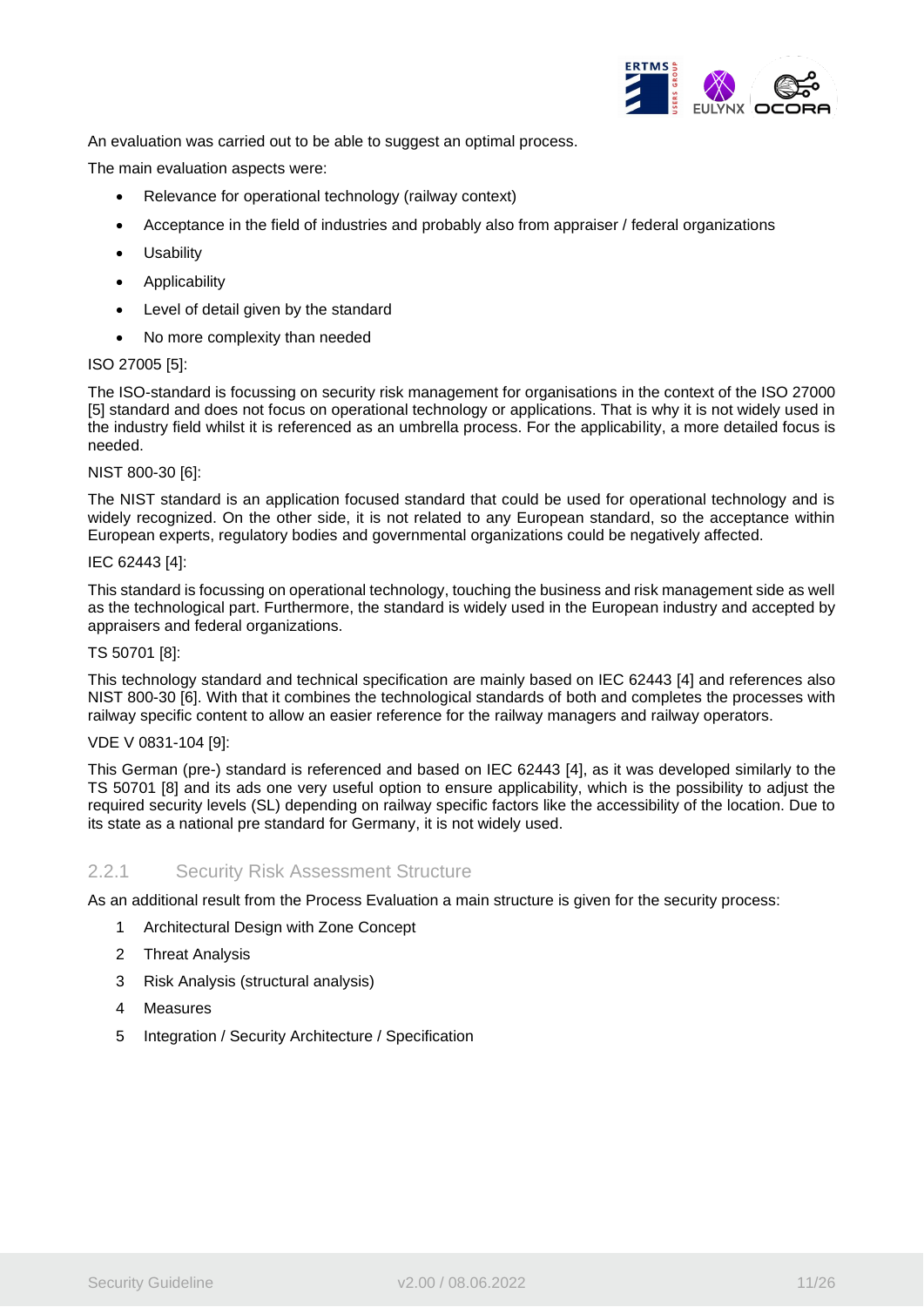An evaluation was carried out to be able to suggest an optimal process.

The main evaluation aspects were:

- Relevance for operational technology (railway context)
- Acceptance in the field of industries and probably also from appraiser / federal organizations
- Usability
- Applicability
- Level of detail given by the standard
- No more complexity than needed

ISO 27005 [5]:

The ISO-standard is focussing on security risk management for organisations in the context of the ISO 27000 [5] standard and does not focus on operational technology or applications. That is why it is not widely used in the industry field whilst it is referenced as an umbrella process. For the applicability, a more detailed focus is needed.

NIST 800-30 [6]:

The NIST standard is an application focused standard that could be used for operational technology and is widely recognized. On the other side, it is not related to any European standard, so the acceptance within European experts, regulatory bodies and governmental organizations could be negatively affected.

IEC 62443 [4]:

This standard is focussing on operational technology, touching the business and risk management side as well as the technological part. Furthermore, the standard is widely used in the European industry and accepted by appraisers and federal organizations.

TS 50701 [8]:

This technology standard and technical specification are mainly based on IEC 62443 [4] and references also NIST 800-30 [6]. With that it combines the technological standards of both and completes the processes with railway specific content to allow an easier reference for the railway managers and railway operators.

VDE V 0831-104 [9]:

This German (pre-) standard is referenced and based on IEC 62443 [4], as it was developed similarly to the TS 50701 [8] and its ads one very useful option to ensure applicability, which is the possibility to adjust the required security levels (SL) depending on railway specific factors like the accessibility of the location. Due to its state as a national pre standard for Germany, it is not widely used.

### 2.2.1 Security Risk Assessment Structure

As an additional result from the Process Evaluation a main structure is given for the security process:

1. Architectural Design with Zone Concept
2. Threat Analysis
3. Risk Analysis (structural analysis)
4. Measures
5. Integration / Security Architecture / Specification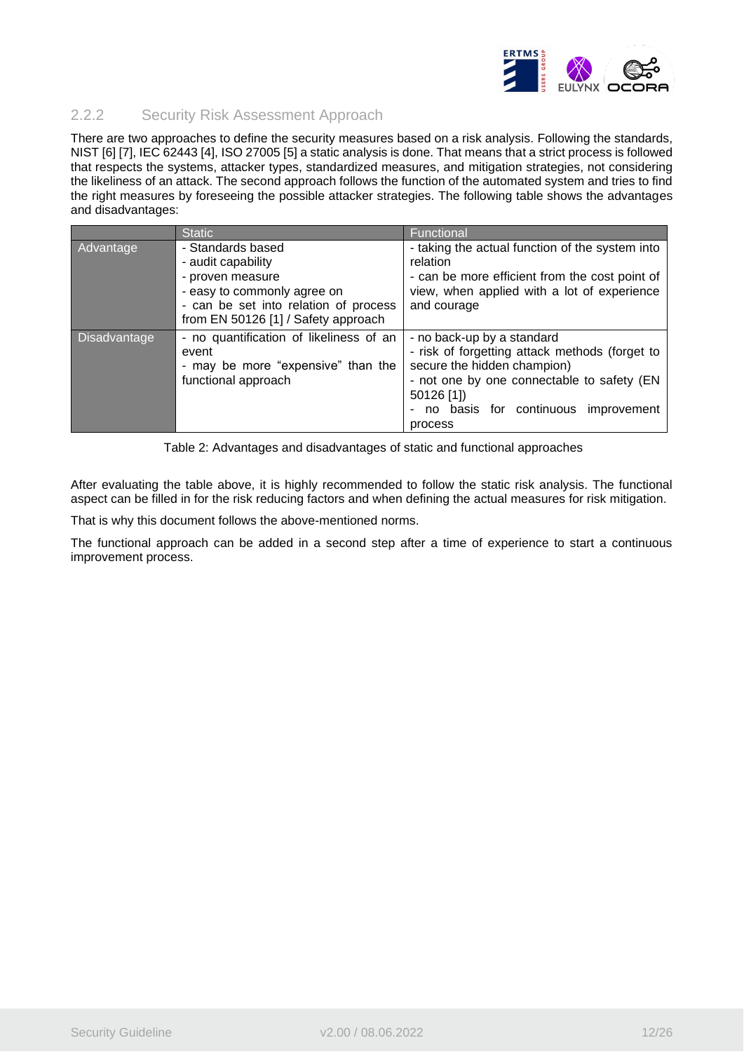### 2.2.2 Security Risk Assessment Approach

There are two approaches to define the security measures based on a risk analysis. Following the standards, NIST [6] [7], IEC 62443 [4], ISO 27005 [5] a static analysis is done. That means that a strict process is followed that respects the systems, attacker types, standardized measures, and mitigation strategies, not considering the likeliness of an attack. The second approach follows the function of the automated system and tries to find the right measures by foreseeing the possible attacker strategies. The following table shows the advantages and disadvantages:

| | Static | Functional |
|---|---|---|
| Advantage | - Standards based<br>- audit capability<br>- proven measure<br>- easy to commonly agree on<br>- can be set into relation of process from EN 50126 [1] / Safety approach | - taking the actual function of the system into relation<br>- can be more efficient from the cost point of view, when applied with a lot of experience and courage |
| Disadvantage | - no quantification of likeliness of an event<br>- may be more "expensive" than the functional approach | - no back-up by a standard<br>- risk of forgetting attack methods (forget to secure the hidden champion)<br>- not one by one connectable to safety (EN 50126 [1])<br>- no basis for continuous improvement process |

Table 2: Advantages and disadvantages of static and functional approaches

After evaluating the table above, it is highly recommended to follow the static risk analysis. The functional aspect can be filled in for the risk reducing factors and when defining the actual measures for risk mitigation.

That is why this document follows the above-mentioned norms.

The functional approach can be added in a second step after a time of experience to start a continuous improvement process.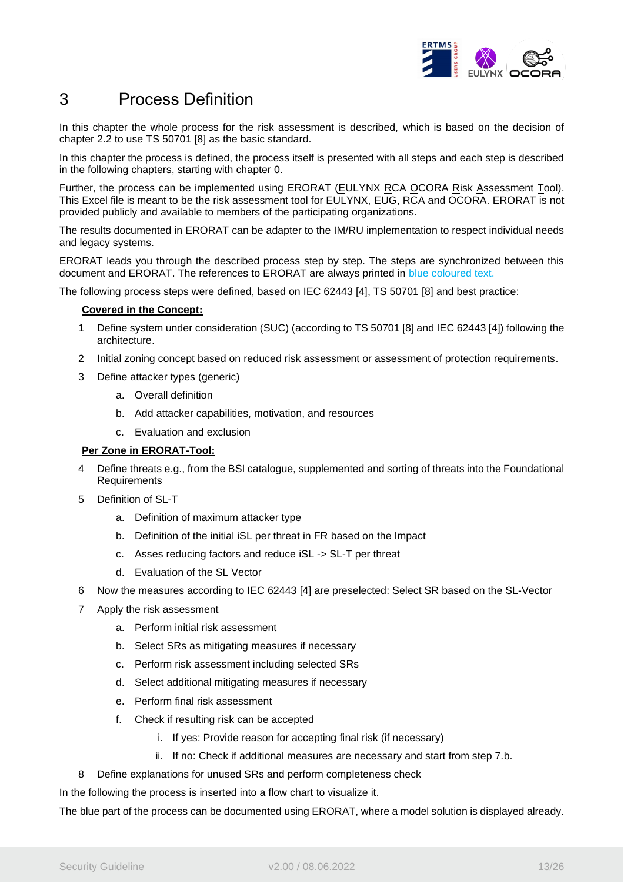# 3 Process Definition

In this chapter the whole process for the risk assessment is described, which is based on the decision of chapter 2.2 to use TS 50701 [8] as the basic standard.

In this chapter the process is defined, the process itself is presented with all steps and each step is described in the following chapters, starting with chapter 0.

Further, the process can be implemented using ERORAT (EULYNX RCA OCORA Risk Assessment Tool). This Excel file is meant to be the risk assessment tool for EULYNX, EUG, RCA and OCORA. ERORAT is not provided publicly and available to members of the participating organizations.

The results documented in ERORAT can be adapter to the IM/RU implementation to respect individual needs and legacy systems.

ERORAT leads you through the described process step by step. The steps are synchronized between this document and ERORAT. The references to ERORAT are always printed in blue coloured text.

The following process steps were defined, based on IEC 62443 [4], TS 50701 [8] and best practice:

**Covered in the Concept:**

1. Define system under consideration (SUC) (according to TS 50701 [8] and IEC 62443 [4]) following the architecture.
2. Initial zoning concept based on reduced risk assessment or assessment of protection requirements.
3. Define attacker types (generic)
    a. Overall definition
    b. Add attacker capabilities, motivation, and resources
    c. Evaluation and exclusion

**Per Zone in ERORAT-Tool:**

4. Define threats e.g., from the BSI catalogue, supplemented and sorting of threats into the Foundational Requirements
5. Definition of SL-T
    a. Definition of maximum attacker type
    b. Definition of the initial iSL per threat in FR based on the Impact
    c. Asses reducing factors and reduce iSL -> SL-T per threat
    d. Evaluation of the SL Vector
6. Now the measures according to IEC 62443 [4] are preselected: Select SR based on the SL-Vector
7. Apply the risk assessment
    a. Perform initial risk assessment
    b. Select SRs as mitigating measures if necessary
    c. Perform risk assessment including selected SRs
    d. Select additional mitigating measures if necessary
    e. Perform final risk assessment
    f. Check if resulting risk can be accepted
        i. If yes: Provide reason for accepting final risk (if necessary)
        ii. If no: Check if additional measures are necessary and start from step 7.b.
8. Define explanations for unused SRs and perform completeness check

In the following the process is inserted into a flow chart to visualize it.

The blue part of the process can be documented using ERORAT, where a model solution is displayed already.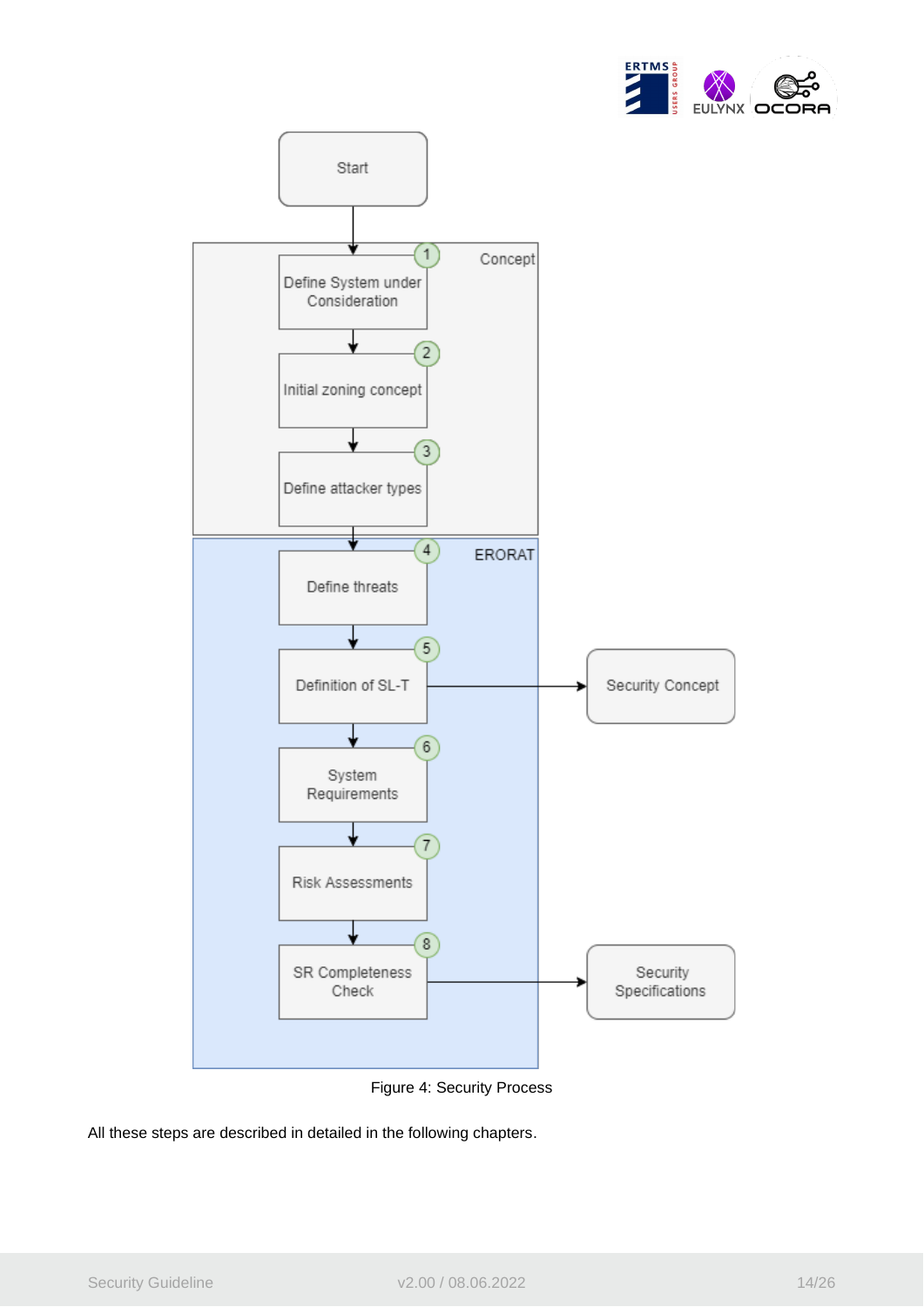Figure 4: Security Process

All these steps are described in detailed in the following chapters.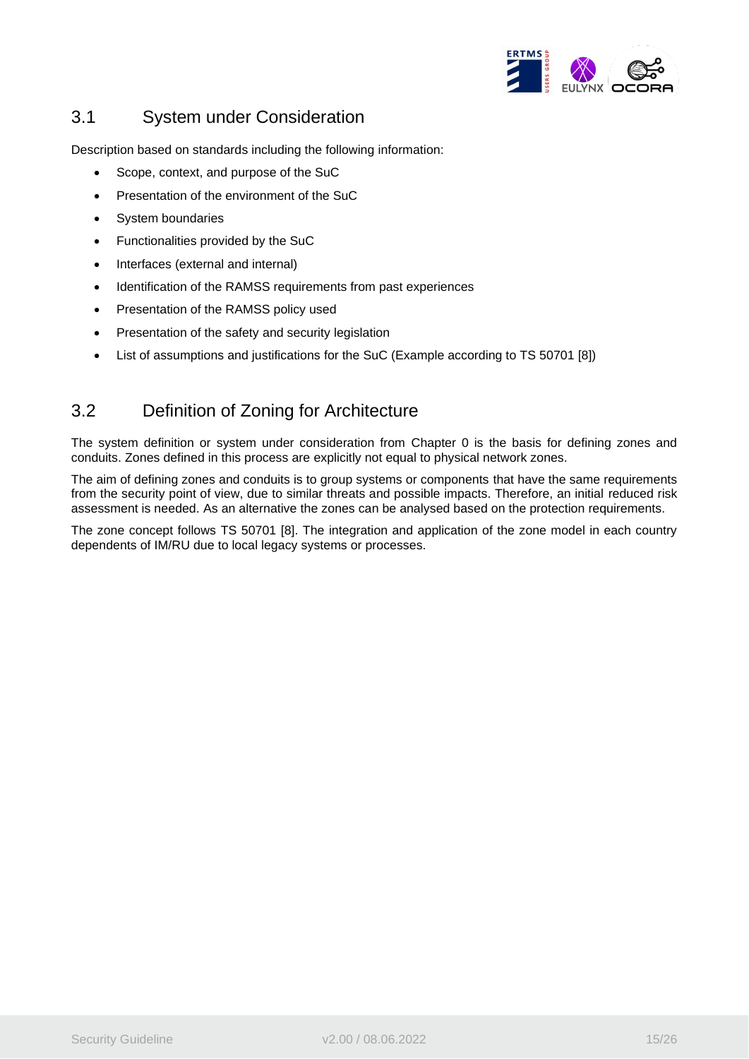## 3.1 System under Consideration

Description based on standards including the following information:

- Scope, context, and purpose of the SuC
- Presentation of the environment of the SuC
- System boundaries
- Functionalities provided by the SuC
- Interfaces (external and internal)
- Identification of the RAMSS requirements from past experiences
- Presentation of the RAMSS policy used
- Presentation of the safety and security legislation
- List of assumptions and justifications for the SuC (Example according to TS 50701 [8])

## 3.2 Definition of Zoning for Architecture

The system definition or system under consideration from Chapter 0 is the basis for defining zones and conduits. Zones defined in this process are explicitly not equal to physical network zones.

The aim of defining zones and conduits is to group systems or components that have the same requirements from the security point of view, due to similar threats and possible impacts. Therefore, an initial reduced risk assessment is needed. As an alternative the zones can be analysed based on the protection requirements.

The zone concept follows TS 50701 [8]. The integration and application of the zone model in each country dependents of IM/RU due to local legacy systems or processes.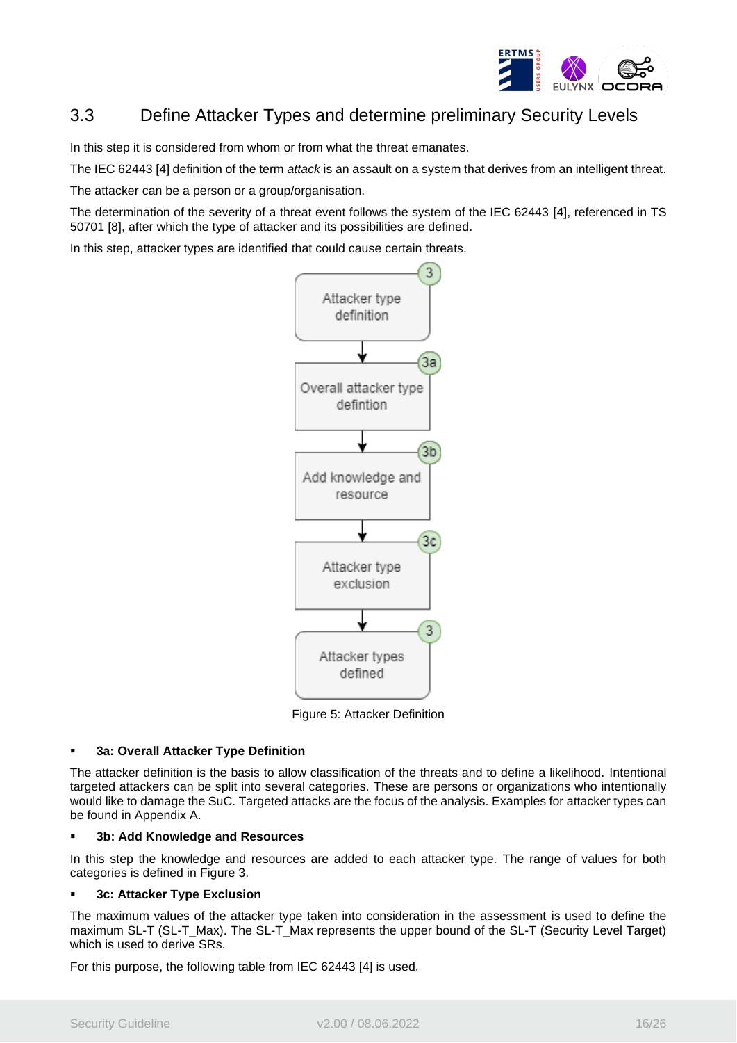## 3.3 Define Attacker Types and determine preliminary Security Levels

In this step it is considered from whom or from what the threat emanates.

The IEC 62443 [4] definition of the term *attack* is an assault on a system that derives from an intelligent threat.

The attacker can be a person or a group/organisation.

The determination of the severity of a threat event follows the system of the IEC 62443 [4], referenced in TS 50701 [8], after which the type of attacker and its possibilities are defined.

In this step, attacker types are identified that could cause certain threats.

Figure 5: Attacker Definition

- **3a: Overall Attacker Type Definition**

The attacker definition is the basis to allow classification of the threats and to define a likelihood. Intentional targeted attackers can be split into several categories. These are persons or organizations who intentionally would like to damage the SuC. Targeted attacks are the focus of the analysis. Examples for attacker types can be found in Appendix A.

- **3b: Add Knowledge and Resources**

In this step the knowledge and resources are added to each attacker type. The range of values for both categories is defined in Figure 3.

- **3c: Attacker Type Exclusion**

The maximum values of the attacker type taken into consideration in the assessment is used to define the maximum SL-T (SL-T_Max). The SL-T_Max represents the upper bound of the SL-T (Security Level Target) which is used to derive SRs.

For this purpose, the following table from IEC 62443 [4] is used.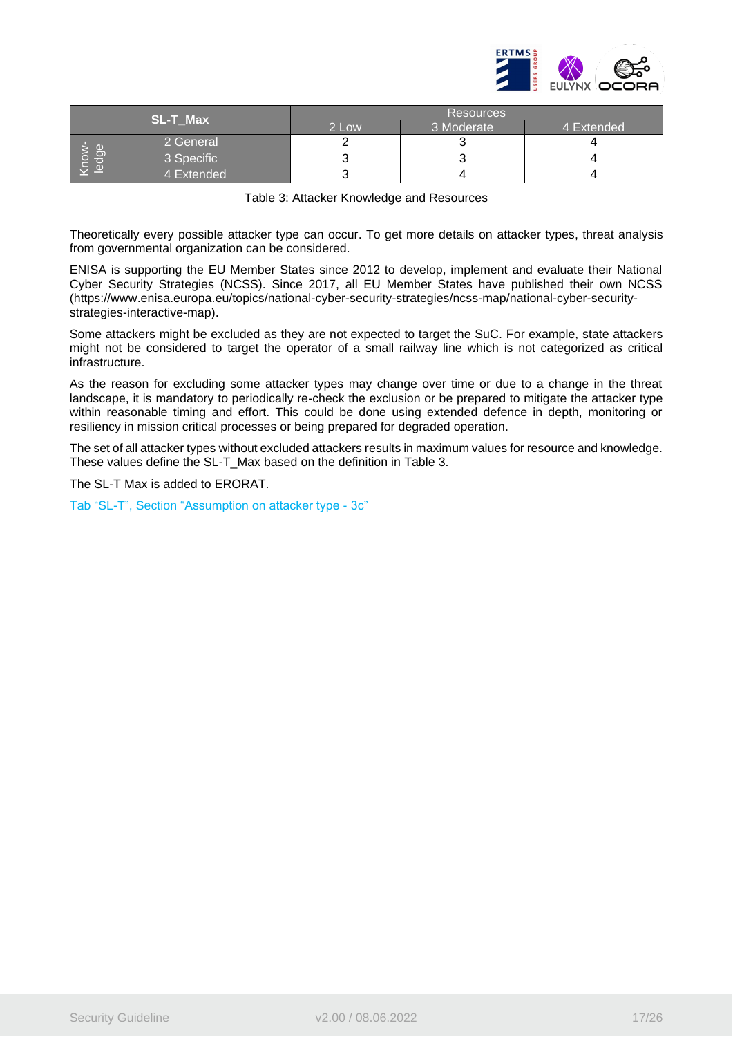| SL-T_Max | | Resources | | |
|---|---|---|---|---|
| | | 2 Low | 3 Moderate | 4 Extended |
| Know-ledge | 2 General | 2 | 3 | 4 |
| | 3 Specific | 3 | 3 | 4 |
| | 4 Extended | 3 | 4 | 4 |

Table 3: Attacker Knowledge and Resources

Theoretically every possible attacker type can occur. To get more details on attacker types, threat analysis from governmental organization can be considered.

ENISA is supporting the EU Member States since 2012 to develop, implement and evaluate their National Cyber Security Strategies (NCSS). Since 2017, all EU Member States have published their own NCSS (https://www.enisa.europa.eu/topics/national-cyber-security-strategies/ncss-map/national-cyber-security-strategies-interactive-map).

Some attackers might be excluded as they are not expected to target the SuC. For example, state attackers might not be considered to target the operator of a small railway line which is not categorized as critical infrastructure.

As the reason for excluding some attacker types may change over time or due to a change in the threat landscape, it is mandatory to periodically re-check the exclusion or be prepared to mitigate the attacker type within reasonable timing and effort. This could be done using extended defence in depth, monitoring or resiliency in mission critical processes or being prepared for degraded operation.

The set of all attacker types without excluded attackers results in maximum values for resource and knowledge. These values define the SL-T_Max based on the definition in Table 3.

The SL-T Max is added to ERORAT.

Tab "SL-T", Section "Assumption on attacker type - 3c"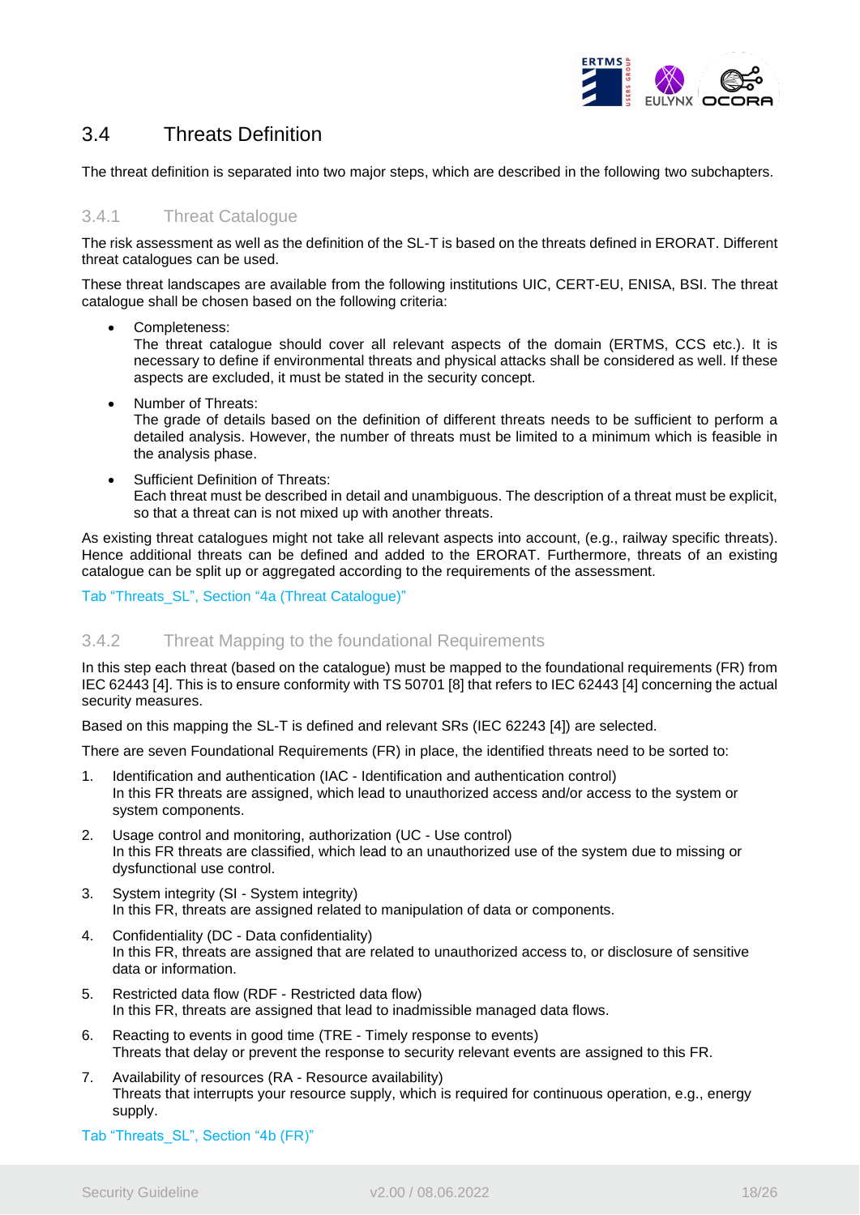## 3.4 Threats Definition

The threat definition is separated into two major steps, which are described in the following two subchapters.

### 3.4.1 Threat Catalogue

The risk assessment as well as the definition of the SL-T is based on the threats defined in ERORAT. Different threat catalogues can be used.

These threat landscapes are available from the following institutions UIC, CERT-EU, ENISA, BSI. The threat catalogue shall be chosen based on the following criteria:

- Completeness:
  The threat catalogue should cover all relevant aspects of the domain (ERTMS, CCS etc.). It is necessary to define if environmental threats and physical attacks shall be considered as well. If these aspects are excluded, it must be stated in the security concept.
- Number of Threats:
  The grade of details based on the definition of different threats needs to be sufficient to perform a detailed analysis. However, the number of threats must be limited to a minimum which is feasible in the analysis phase.
- Sufficient Definition of Threats:
  Each threat must be described in detail and unambiguous. The description of a threat must be explicit, so that a threat can is not mixed up with another threats.

As existing threat catalogues might not take all relevant aspects into account, (e.g., railway specific threats). Hence additional threats can be defined and added to the ERORAT. Furthermore, threats of an existing catalogue can be split up or aggregated according to the requirements of the assessment.

Tab "Threats_SL", Section "4a (Threat Catalogue)"

### 3.4.2 Threat Mapping to the foundational Requirements

In this step each threat (based on the catalogue) must be mapped to the foundational requirements (FR) from IEC 62443 [4]. This is to ensure conformity with TS 50701 [8] that refers to IEC 62443 [4] concerning the actual security measures.

Based on this mapping the SL-T is defined and relevant SRs (IEC 62243 [4]) are selected.

There are seven Foundational Requirements (FR) in place, the identified threats need to be sorted to:

1. Identification and authentication (IAC - Identification and authentication control)
   In this FR threats are assigned, which lead to unauthorized access and/or access to the system or system components.
2. Usage control and monitoring, authorization (UC - Use control)
   In this FR threats are classified, which lead to an unauthorized use of the system due to missing or dysfunctional use control.
3. System integrity (SI - System integrity)
   In this FR, threats are assigned related to manipulation of data or components.
4. Confidentiality (DC - Data confidentiality)
   In this FR, threats are assigned that are related to unauthorized access to, or disclosure of sensitive data or information.
5. Restricted data flow (RDF - Restricted data flow)
   In this FR, threats are assigned that lead to inadmissible managed data flows.
6. Reacting to events in good time (TRE - Timely response to events)
   Threats that delay or prevent the response to security relevant events are assigned to this FR.
7. Availability of resources (RA - Resource availability)
   Threats that interrupts your resource supply, which is required for continuous operation, e.g., energy supply.

Tab "Threats_SL", Section "4b (FR)"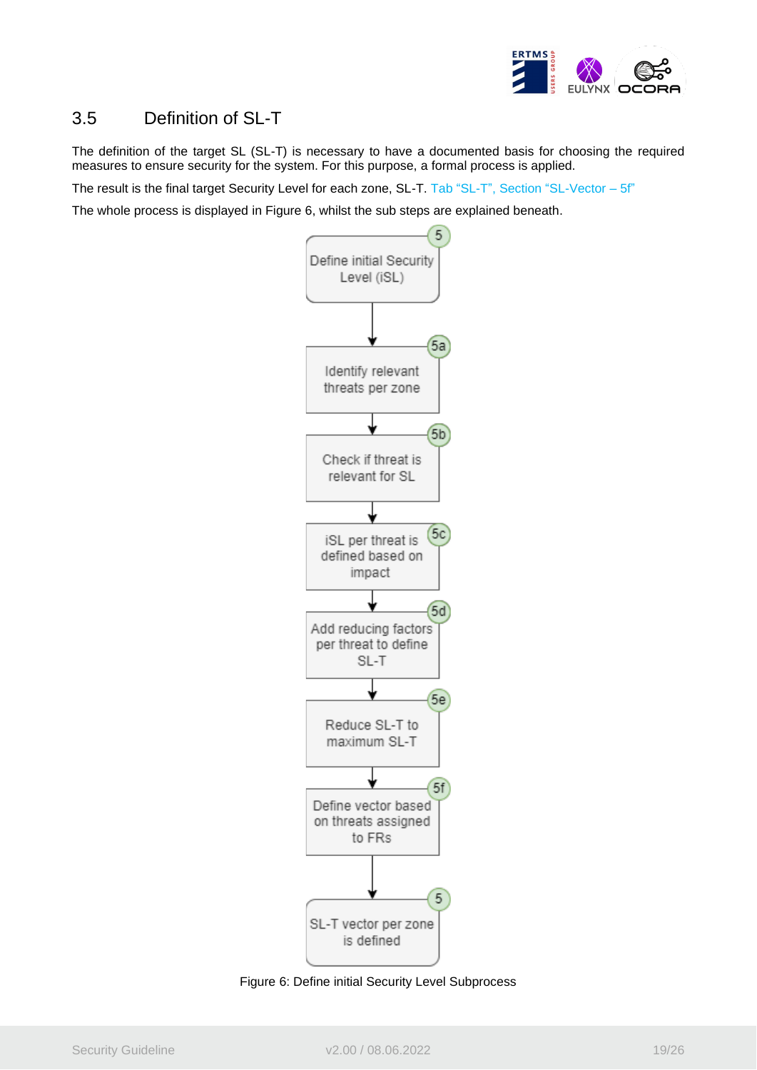## 3.5 Definition of SL-T

The definition of the target SL (SL-T) is necessary to have a documented basis for choosing the required measures to ensure security for the system. For this purpose, a formal process is applied.

The result is the final target Security Level for each zone, SL-T. Tab "SL-T", Section "SL-Vector – 5f"

The whole process is displayed in Figure 6, whilst the sub steps are explained beneath.

5 Define initial Security Level (iSL)

5a Identify relevant threats per zone

5b Check if threat is relevant for SL

5c iSL per threat is defined based on impact

5d Add reducing factors per threat to define SL-T

5e Reduce SL-T to maximum SL-T

5f Define vector based on threats assigned to FRs

5 SL-T vector per zone is defined

Figure 6: Define initial Security Level Subprocess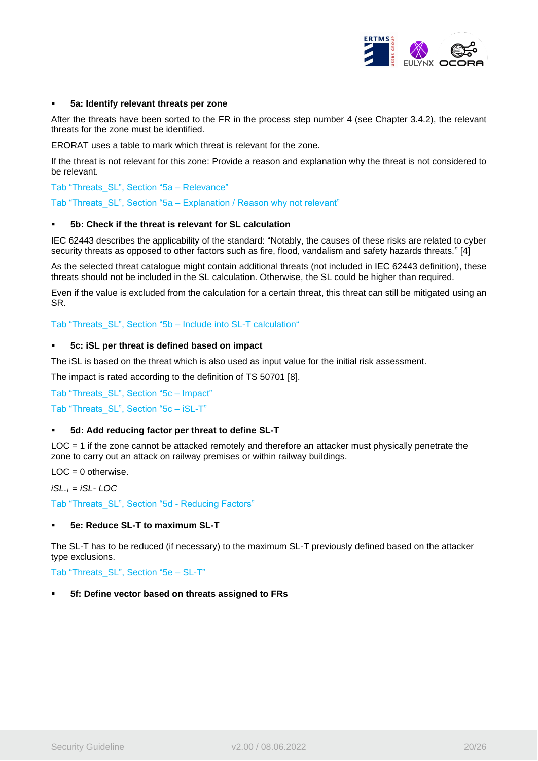- **5a: Identify relevant threats per zone**

After the threats have been sorted to the FR in the process step number 4 (see Chapter 3.4.2), the relevant threats for the zone must be identified.

ERORAT uses a table to mark which threat is relevant for the zone.

If the threat is not relevant for this zone: Provide a reason and explanation why the threat is not considered to be relevant.

Tab “Threats_SL”, Section “5a – Relevance”

Tab “Threats_SL”, Section “5a – Explanation / Reason why not relevant”

- **5b: Check if the threat is relevant for SL calculation**

IEC 62443 describes the applicability of the standard: “Notably, the causes of these risks are related to cyber security threats as opposed to other factors such as fire, flood, vandalism and safety hazards threats.” [4]

As the selected threat catalogue might contain additional threats (not included in IEC 62443 definition), these threats should not be included in the SL calculation. Otherwise, the SL could be higher than required.

Even if the value is excluded from the calculation for a certain threat, this threat can still be mitigated using an SR.

Tab “Threats_SL”, Section “5b – Include into SL-T calculation“

- **5c: iSL per threat is defined based on impact**

The iSL is based on the threat which is also used as input value for the initial risk assessment.

The impact is rated according to the definition of TS 50701 [8].

Tab “Threats_SL”, Section “5c – Impact”

Tab “Threats_SL”, Section “5c – iSL-T”

- **5d: Add reducing factor per threat to define SL-T**

LOC = 1 if the zone cannot be attacked remotely and therefore an attacker must physically penetrate the zone to carry out an attack on railway premises or within railway buildings.

LOC = 0 otherwise.

$iSL_{-T} = iSL - LOC$

Tab “Threats_SL”, Section “5d - Reducing Factors”

- **5e: Reduce SL-T to maximum SL-T**

The SL-T has to be reduced (if necessary) to the maximum SL-T previously defined based on the attacker type exclusions.

Tab “Threats_SL”, Section “5e – SL-T”

- **5f: Define vector based on threats assigned to FRs**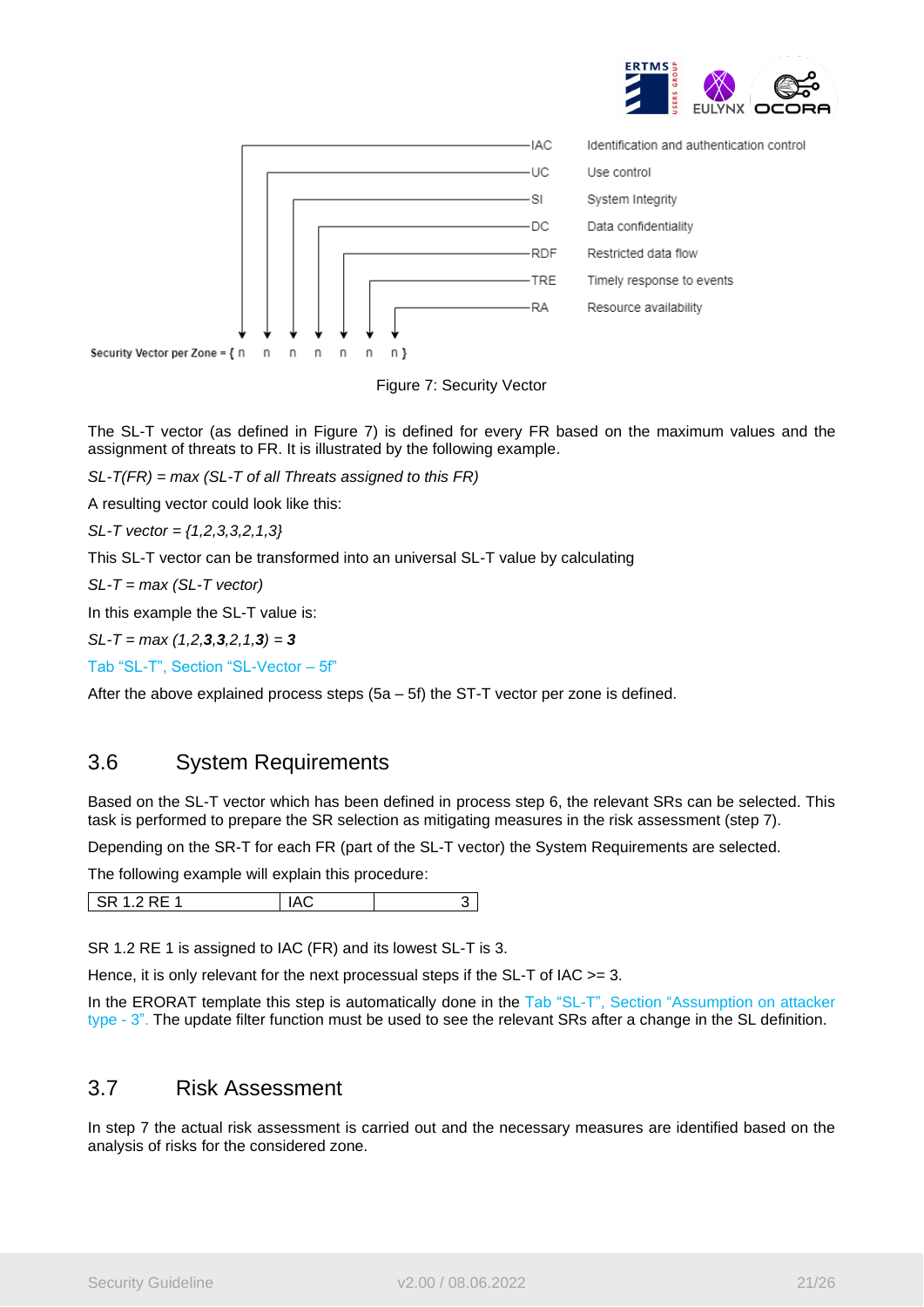IAC — Identification and authentication control
UC — Use control
SI — System Integrity
DC — Data confidentiality
RDF — Restricted data flow
TRE — Timely response to events
RA — Resource availability

Security Vector per Zone = { n n n n n n n }

Figure 7: Security Vector

The SL-T vector (as defined in Figure 7) is defined for every FR based on the maximum values and the assignment of threats to FR. It is illustrated by the following example.

*SL-T(FR) = max (SL-T of all Threats assigned to this FR)*

A resulting vector could look like this:

*SL-T vector = {1,2,3,3,2,1,3}*

This SL-T vector can be transformed into an universal SL-T value by calculating

*SL-T = max (SL-T vector)*

In this example the SL-T value is:

*SL-T = max (1,2,**3**,**3**,2,1,**3**) = **3***

Tab "SL-T", Section "SL-Vector – 5f"

After the above explained process steps (5a – 5f) the ST-T vector per zone is defined.

## 3.6 System Requirements

Based on the SL-T vector which has been defined in process step 6, the relevant SRs can be selected. This task is performed to prepare the SR selection as mitigating measures in the risk assessment (step 7).

Depending on the SR-T for each FR (part of the SL-T vector) the System Requirements are selected.

The following example will explain this procedure:

| SR 1.2 RE 1 | IAC | 3 |
|---|---|---|

SR 1.2 RE 1 is assigned to IAC (FR) and its lowest SL-T is 3.

Hence, it is only relevant for the next processual steps if the SL-T of IAC >= 3.

In the ERORAT template this step is automatically done in the Tab "SL-T", Section "Assumption on attacker type - 3". The update filter function must be used to see the relevant SRs after a change in the SL definition.

## 3.7 Risk Assessment

In step 7 the actual risk assessment is carried out and the necessary measures are identified based on the analysis of risks for the considered zone.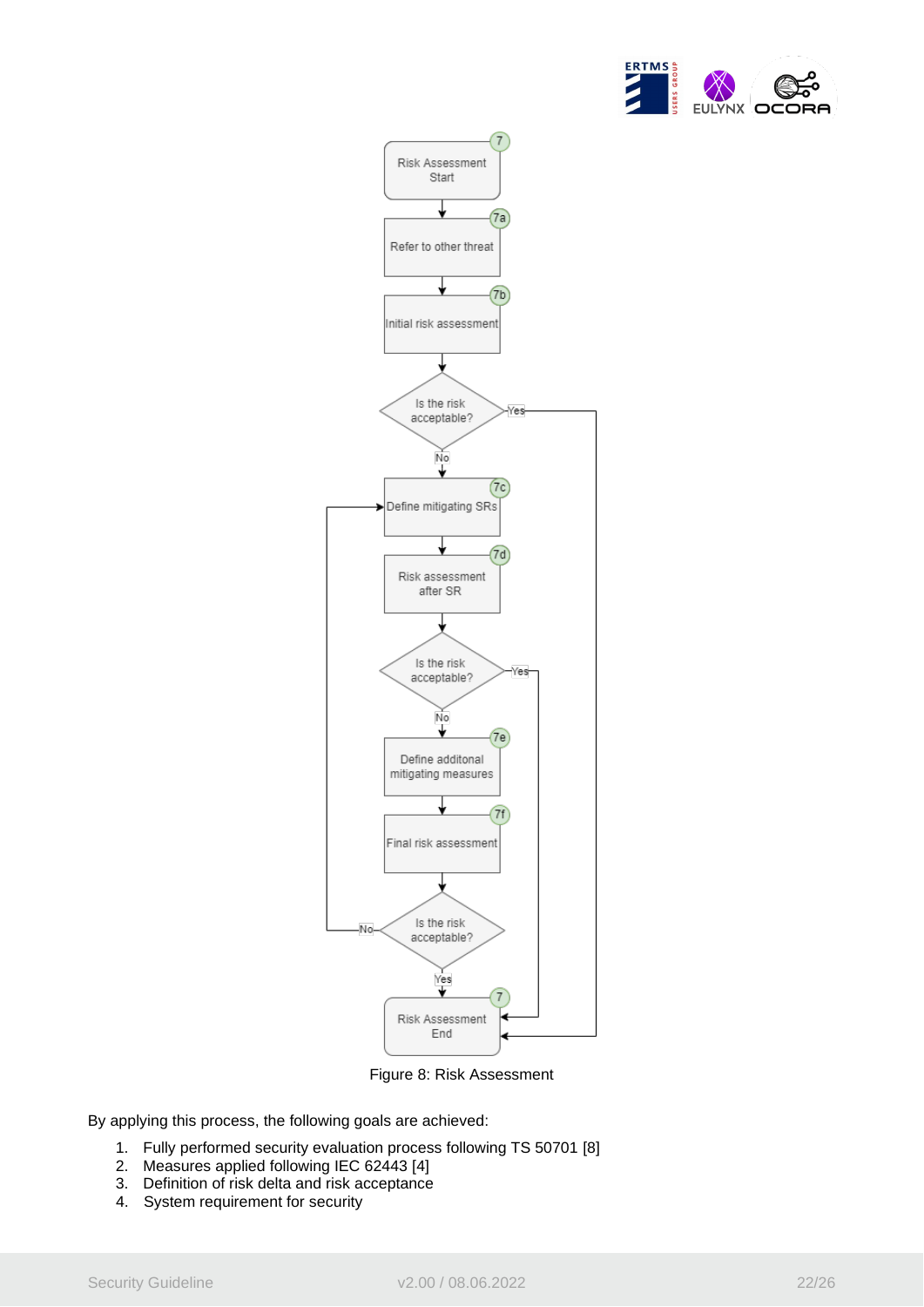Figure 8: Risk Assessment

By applying this process, the following goals are achieved:

1. Fully performed security evaluation process following TS 50701 [8]
2. Measures applied following IEC 62443 [4]
3. Definition of risk delta and risk acceptance
4. System requirement for security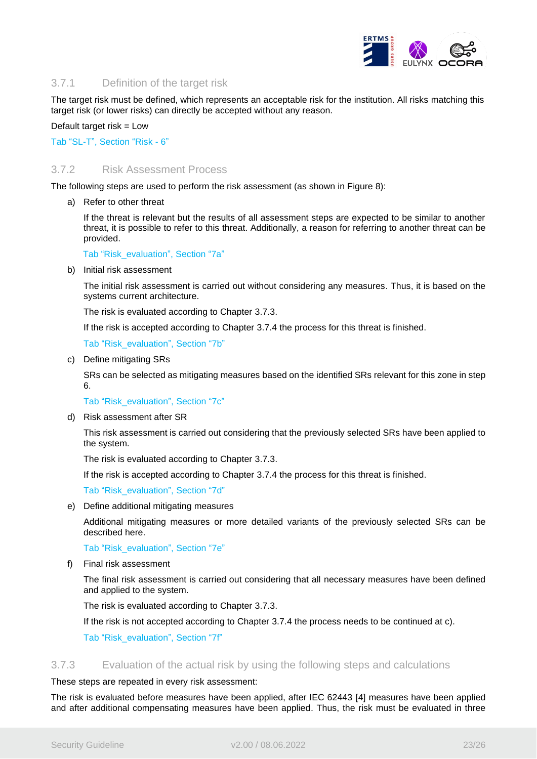### 3.7.1 Definition of the target risk

The target risk must be defined, which represents an acceptable risk for the institution. All risks matching this target risk (or lower risks) can directly be accepted without any reason.

Default target risk = Low

Tab "SL-T", Section "Risk - 6"

### 3.7.2 Risk Assessment Process

The following steps are used to perform the risk assessment (as shown in Figure 8):

a) Refer to other threat

   If the threat is relevant but the results of all assessment steps are expected to be similar to another threat, it is possible to refer to this threat. Additionally, a reason for referring to another threat can be provided.

   Tab "Risk_evaluation", Section "7a"

b) Initial risk assessment

   The initial risk assessment is carried out without considering any measures. Thus, it is based on the systems current architecture.

   The risk is evaluated according to Chapter 3.7.3.

   If the risk is accepted according to Chapter 3.7.4 the process for this threat is finished.

   Tab "Risk_evaluation", Section "7b"

c) Define mitigating SRs

   SRs can be selected as mitigating measures based on the identified SRs relevant for this zone in step 6.

   Tab "Risk_evaluation", Section "7c"

d) Risk assessment after SR

   This risk assessment is carried out considering that the previously selected SRs have been applied to the system.

   The risk is evaluated according to Chapter 3.7.3.

   If the risk is accepted according to Chapter 3.7.4 the process for this threat is finished.

   Tab "Risk_evaluation", Section "7d"

e) Define additional mitigating measures

   Additional mitigating measures or more detailed variants of the previously selected SRs can be described here.

   Tab "Risk_evaluation", Section "7e"

f) Final risk assessment

   The final risk assessment is carried out considering that all necessary measures have been defined and applied to the system.

   The risk is evaluated according to Chapter 3.7.3.

   If the risk is not accepted according to Chapter 3.7.4 the process needs to be continued at c).

   Tab "Risk_evaluation", Section "7f"

### 3.7.3 Evaluation of the actual risk by using the following steps and calculations

These steps are repeated in every risk assessment:

The risk is evaluated before measures have been applied, after IEC 62443 [4] measures have been applied and after additional compensating measures have been applied. Thus, the risk must be evaluated in three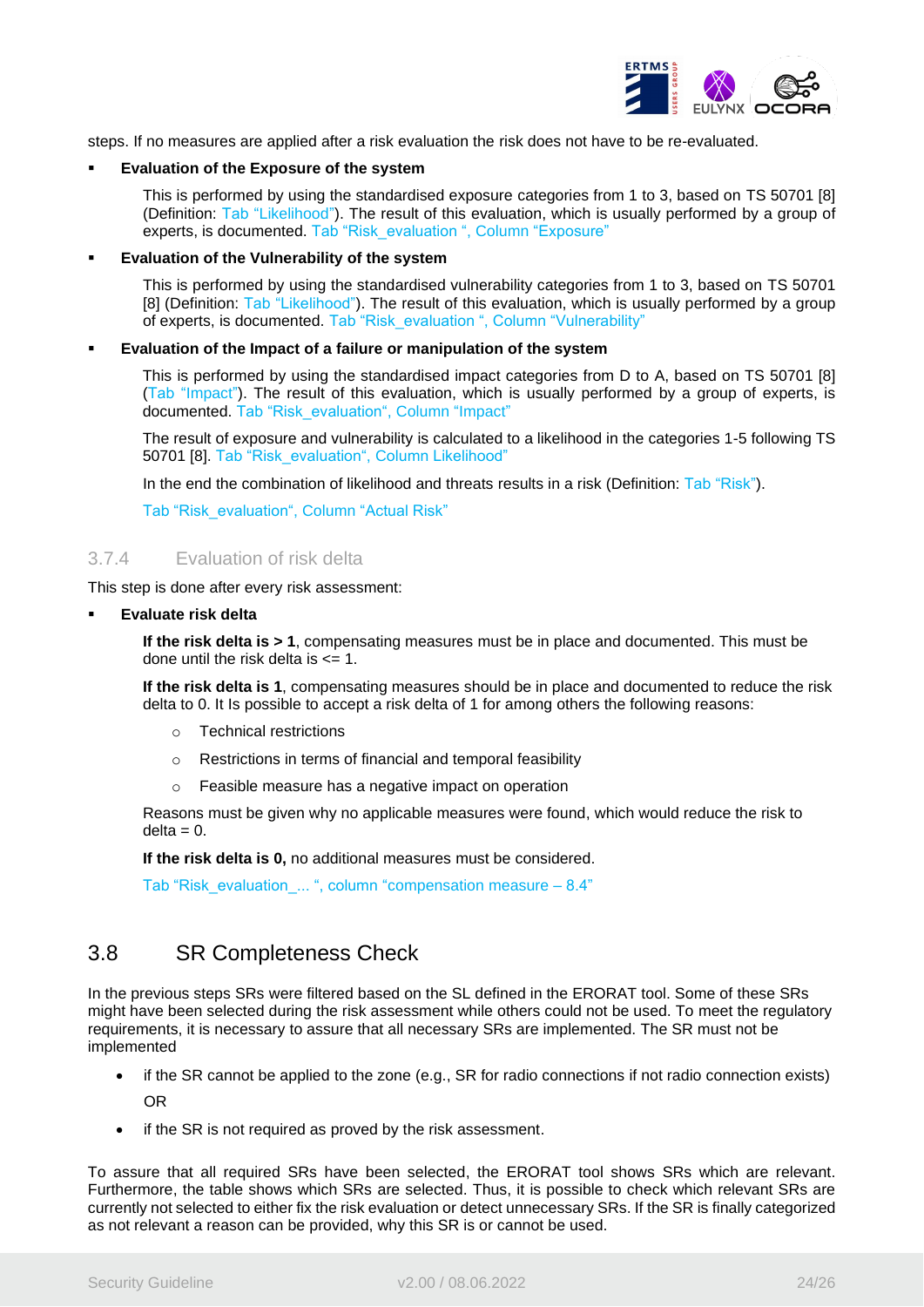steps. If no measures are applied after a risk evaluation the risk does not have to be re-evaluated.

- **Evaluation of the Exposure of the system**

  This is performed by using the standardised exposure categories from 1 to 3, based on TS 50701 [8] (Definition: Tab "Likelihood"). The result of this evaluation, which is usually performed by a group of experts, is documented. Tab "Risk_evaluation ", Column "Exposure"

- **Evaluation of the Vulnerability of the system**

  This is performed by using the standardised vulnerability categories from 1 to 3, based on TS 50701 [8] (Definition: Tab "Likelihood"). The result of this evaluation, which is usually performed by a group of experts, is documented. Tab "Risk_evaluation ", Column "Vulnerability"

- **Evaluation of the Impact of a failure or manipulation of the system**

  This is performed by using the standardised impact categories from D to A, based on TS 50701 [8] (Tab "Impact"). The result of this evaluation, which is usually performed by a group of experts, is documented. Tab "Risk_evaluation", Column "Impact"

  The result of exposure and vulnerability is calculated to a likelihood in the categories 1-5 following TS 50701 [8]. Tab "Risk_evaluation", Column Likelihood"

  In the end the combination of likelihood and threats results in a risk (Definition: Tab "Risk").

  Tab "Risk_evaluation", Column "Actual Risk"

### 3.7.4 Evaluation of risk delta

This step is done after every risk assessment:

- **Evaluate risk delta**

  **If the risk delta is > 1**, compensating measures must be in place and documented. This must be done until the risk delta is <= 1.

  **If the risk delta is 1**, compensating measures should be in place and documented to reduce the risk delta to 0. It Is possible to accept a risk delta of 1 for among others the following reasons:

  - Technical restrictions
  - Restrictions in terms of financial and temporal feasibility
  - Feasible measure has a negative impact on operation

  Reasons must be given why no applicable measures were found, which would reduce the risk to delta = 0.

  **If the risk delta is 0,** no additional measures must be considered.

  Tab "Risk_evaluation_... ", column "compensation measure – 8.4"

## 3.8 SR Completeness Check

In the previous steps SRs were filtered based on the SL defined in the ERORAT tool. Some of these SRs might have been selected during the risk assessment while others could not be used. To meet the regulatory requirements, it is necessary to assure that all necessary SRs are implemented. The SR must not be implemented

- if the SR cannot be applied to the zone (e.g., SR for radio connections if not radio connection exists)

  OR

- if the SR is not required as proved by the risk assessment.

To assure that all required SRs have been selected, the ERORAT tool shows SRs which are relevant. Furthermore, the table shows which SRs are selected. Thus, it is possible to check which relevant SRs are currently not selected to either fix the risk evaluation or detect unnecessary SRs. If the SR is finally categorized as not relevant a reason can be provided, why this SR is or cannot be used.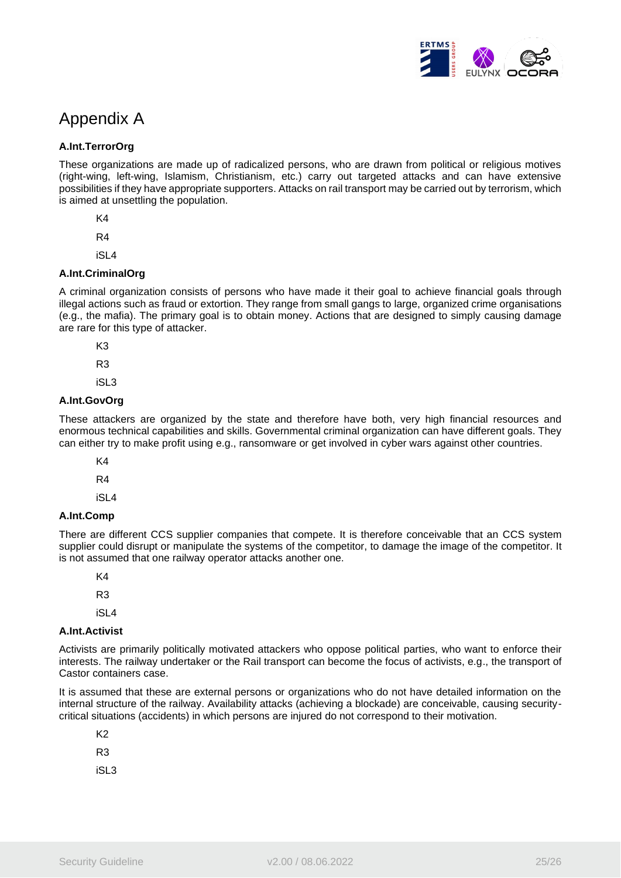# Appendix A

**A.Int.TerrorOrg**

These organizations are made up of radicalized persons, who are drawn from political or religious motives (right-wing, left-wing, Islamism, Christianism, etc.) carry out targeted attacks and can have extensive possibilities if they have appropriate supporters. Attacks on rail transport may be carried out by terrorism, which is aimed at unsettling the population.

K4

R4

iSL4

**A.Int.CriminalOrg**

A criminal organization consists of persons who have made it their goal to achieve financial goals through illegal actions such as fraud or extortion. They range from small gangs to large, organized crime organisations (e.g., the mafia). The primary goal is to obtain money. Actions that are designed to simply causing damage are rare for this type of attacker.

K3

R3

iSL3

**A.Int.GovOrg**

These attackers are organized by the state and therefore have both, very high financial resources and enormous technical capabilities and skills. Governmental criminal organization can have different goals. They can either try to make profit using e.g., ransomware or get involved in cyber wars against other countries.

K4

R4

iSL4

**A.Int.Comp**

There are different CCS supplier companies that compete. It is therefore conceivable that an CCS system supplier could disrupt or manipulate the systems of the competitor, to damage the image of the competitor. It is not assumed that one railway operator attacks another one.

K4

R3

iSL4

**A.Int.Activist**

Activists are primarily politically motivated attackers who oppose political parties, who want to enforce their interests. The railway undertaker or the Rail transport can become the focus of activists, e.g., the transport of Castor containers case.

It is assumed that these are external persons or organizations who do not have detailed information on the internal structure of the railway. Availability attacks (achieving a blockade) are conceivable, causing security-critical situations (accidents) in which persons are injured do not correspond to their motivation.

K2

R3

iSL3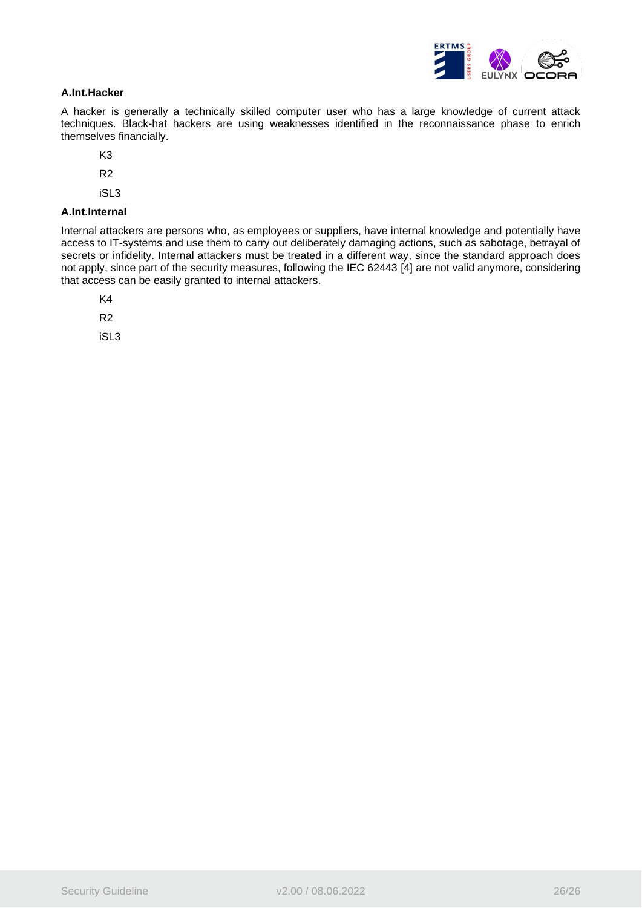**A.Int.Hacker**

A hacker is generally a technically skilled computer user who has a large knowledge of current attack techniques. Black-hat hackers are using weaknesses identified in the reconnaissance phase to enrich themselves financially.

K3

R2

iSL3

**A.Int.Internal**

Internal attackers are persons who, as employees or suppliers, have internal knowledge and potentially have access to IT-systems and use them to carry out deliberately damaging actions, such as sabotage, betrayal of secrets or infidelity. Internal attackers must be treated in a different way, since the standard approach does not apply, since part of the security measures, following the IEC 62443 [4] are not valid anymore, considering that access can be easily granted to internal attackers.

K4

R2

iSL3